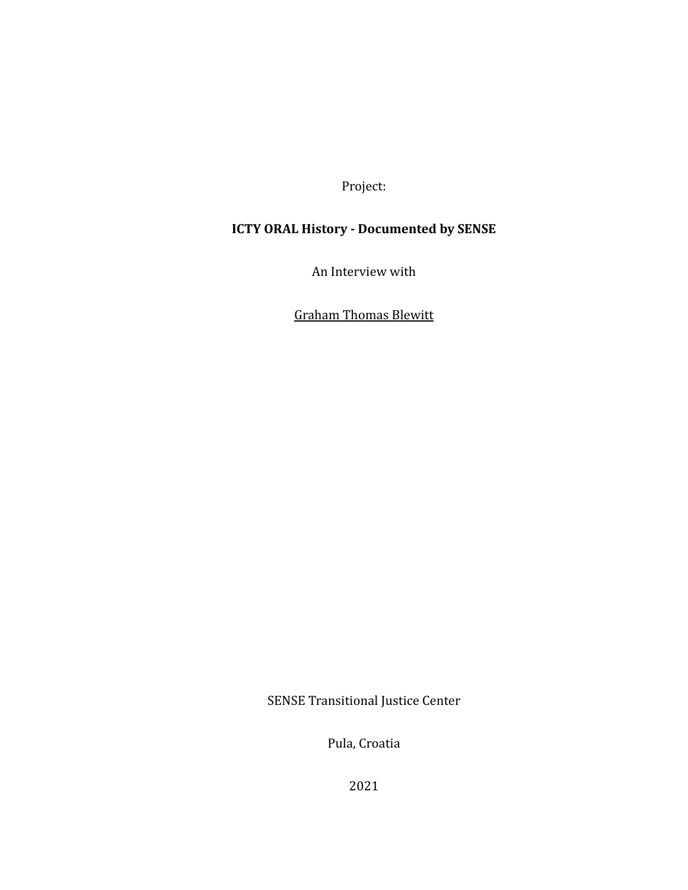Project:

**ICTY ORAL History - Documented by SENSE**

An Interview with

Graham Thomas Blewitt

SENSE Transitional Justice Center

Pula, Croatia

2021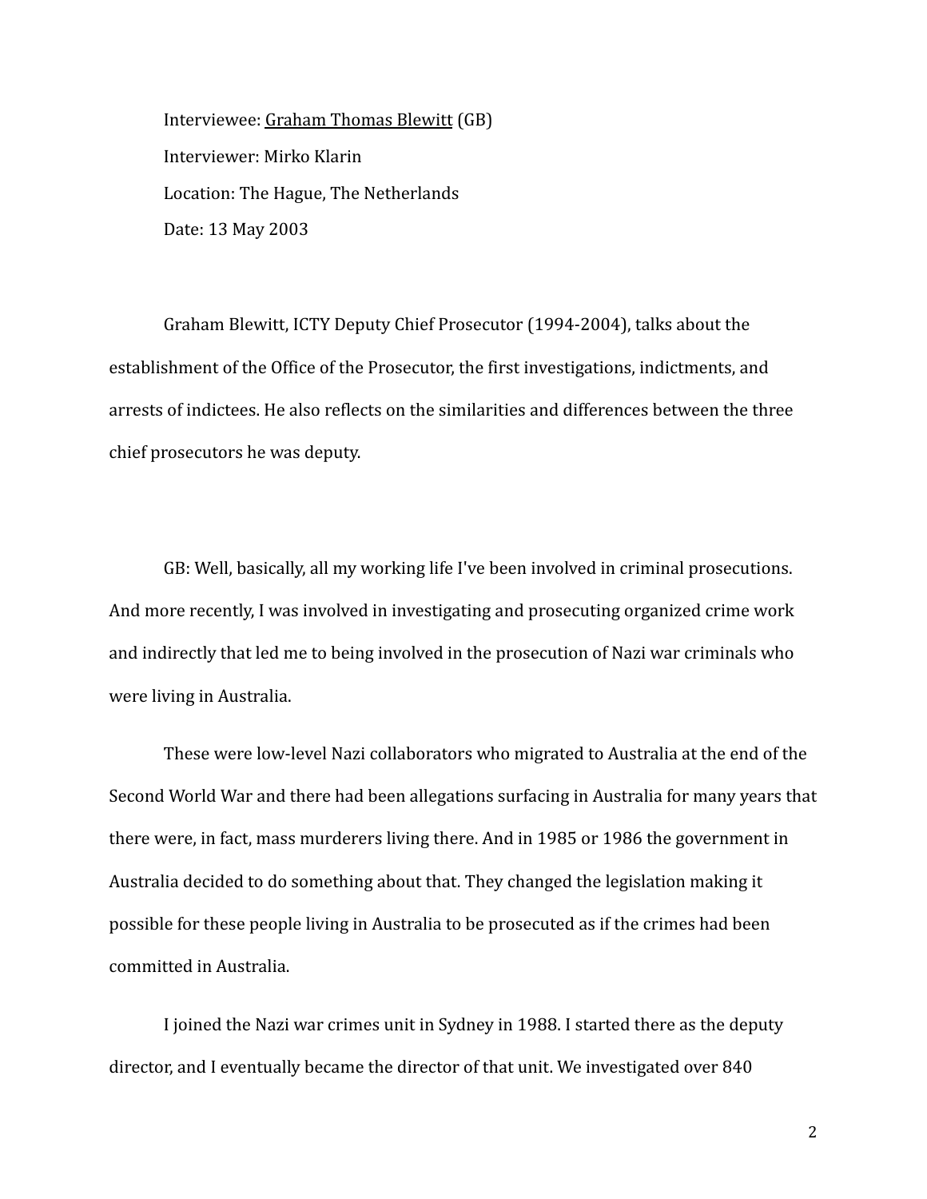Interviewee: Graham Thomas Blewitt (GB)

Interviewer: Mirko Klarin

Location: The Hague, The Netherlands

Date: 13 May 2003

Graham Blewitt, ICTY Deputy Chief Prosecutor (1994-2004), talks about the establishment of the Office of the Prosecutor, the first investigations, indictments, and arrests of indictees. He also reflects on the similarities and differences between the three chief prosecutors he was deputy.

GB: Well, basically, all my working life I've been involved in criminal prosecutions. And more recently, I was involved in investigating and prosecuting organized crime work and indirectly that led me to being involved in the prosecution of Nazi war criminals who were living in Australia.

These were low-level Nazi collaborators who migrated to Australia at the end of the Second World War and there had been allegations surfacing in Australia for many years that there were, in fact, mass murderers living there. And in 1985 or 1986 the government in Australia decided to do something about that. They changed the legislation making it possible for these people living in Australia to be prosecuted as if the crimes had been committed in Australia.

I joined the Nazi war crimes unit in Sydney in 1988. I started there as the deputy director, and I eventually became the director of that unit. We investigated over 840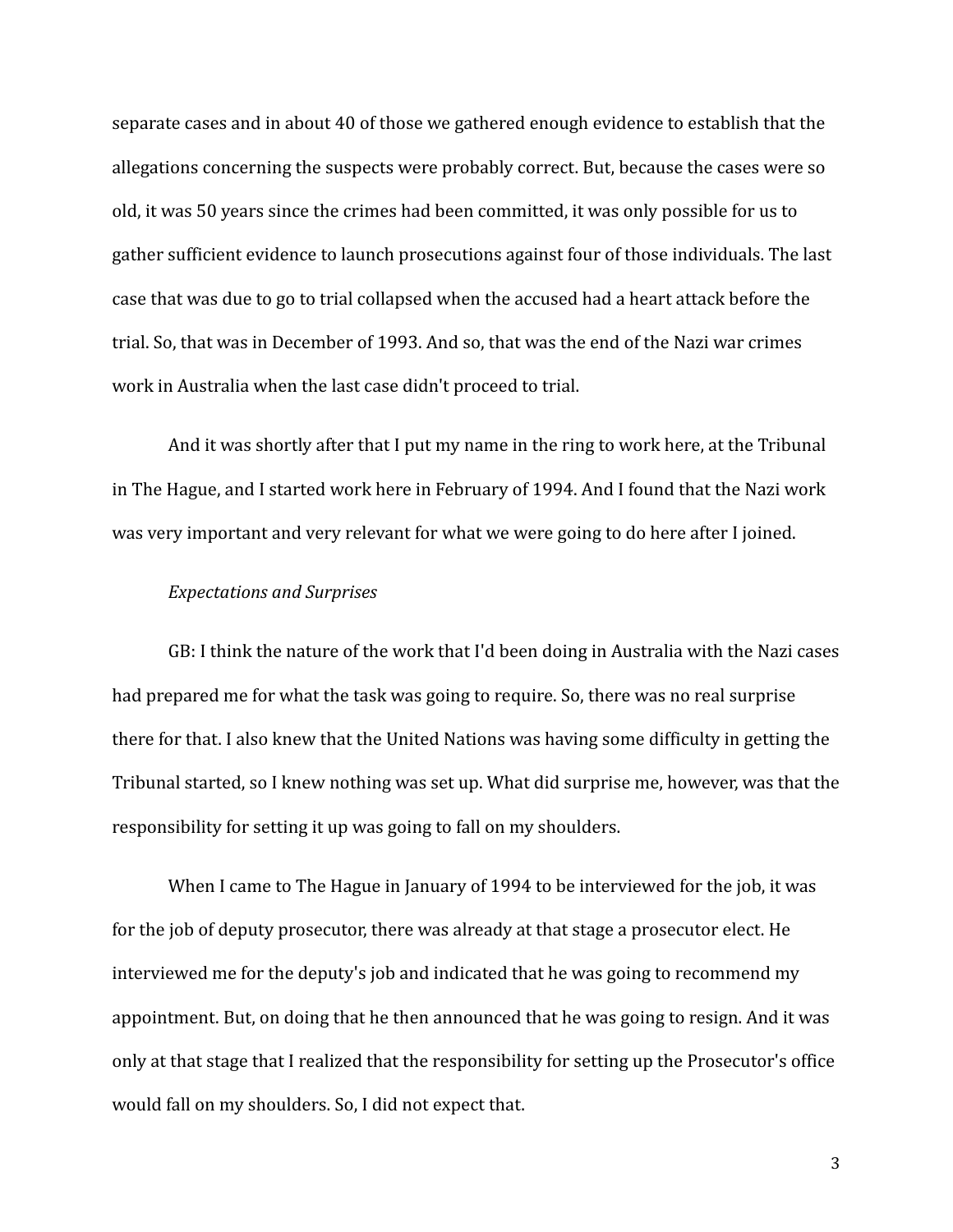separate cases and in about 40 of those we gathered enough evidence to establish that the allegations concerning the suspects were probably correct. But, because the cases were so old, it was 50 years since the crimes had been committed, it was only possible for us to gather sufficient evidence to launch prosecutions against four of those individuals. The last case that was due to go to trial collapsed when the accused had a heart attack before the trial. So, that was in December of 1993. And so, that was the end of the Nazi war crimes work in Australia when the last case didn't proceed to trial.

And it was shortly after that I put my name in the ring to work here, at the Tribunal in The Hague, and I started work here in February of 1994. And I found that the Nazi work was very important and very relevant for what we were going to do here after I joined.

*Expectations and Surprises*

GB: I think the nature of the work that I'd been doing in Australia with the Nazi cases had prepared me for what the task was going to require. So, there was no real surprise there for that. I also knew that the United Nations was having some difficulty in getting the Tribunal started, so I knew nothing was set up. What did surprise me, however, was that the responsibility for setting it up was going to fall on my shoulders.

When I came to The Hague in January of 1994 to be interviewed for the job, it was for the job of deputy prosecutor, there was already at that stage a prosecutor elect. He interviewed me for the deputy's job and indicated that he was going to recommend my appointment. But, on doing that he then announced that he was going to resign. And it was only at that stage that I realized that the responsibility for setting up the Prosecutor's office would fall on my shoulders. So, I did not expect that.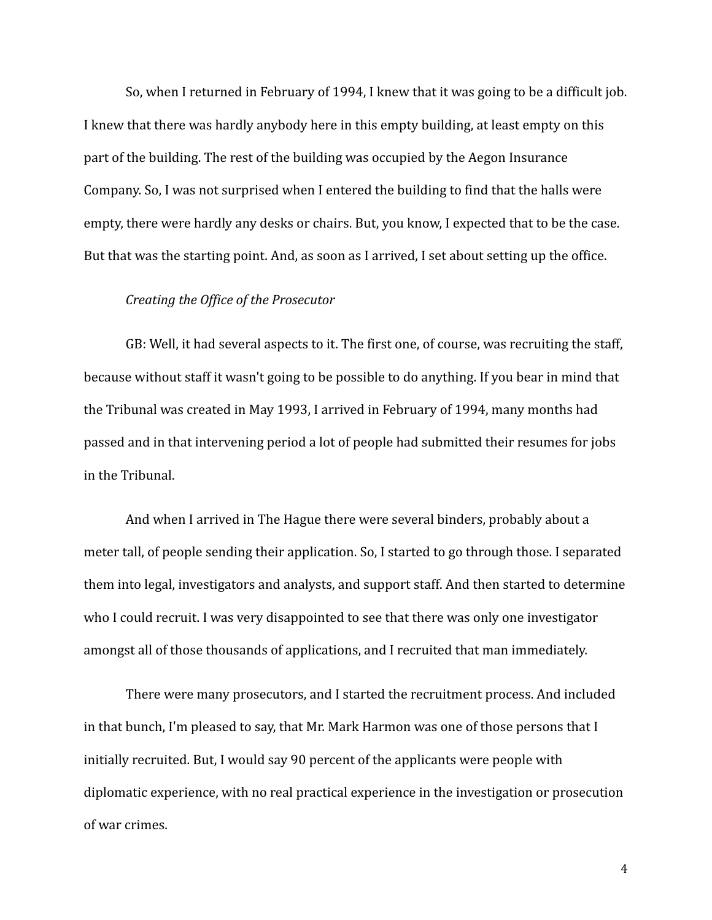So, when I returned in February of 1994, I knew that it was going to be a difficult job. I knew that there was hardly anybody here in this empty building, at least empty on this part of the building. The rest of the building was occupied by the Aegon Insurance Company. So, I was not surprised when I entered the building to find that the halls were empty, there were hardly any desks or chairs. But, you know, I expected that to be the case. But that was the starting point. And, as soon as I arrived, I set about setting up the office.

*Creating the Office of the Prosecutor*

GB: Well, it had several aspects to it. The first one, of course, was recruiting the staff, because without staff it wasn't going to be possible to do anything. If you bear in mind that the Tribunal was created in May 1993, I arrived in February of 1994, many months had passed and in that intervening period a lot of people had submitted their resumes for jobs in the Tribunal.

And when I arrived in The Hague there were several binders, probably about a meter tall, of people sending their application. So, I started to go through those. I separated them into legal, investigators and analysts, and support staff. And then started to determine who I could recruit. I was very disappointed to see that there was only one investigator amongst all of those thousands of applications, and I recruited that man immediately.

There were many prosecutors, and I started the recruitment process. And included in that bunch, I'm pleased to say, that Mr. Mark Harmon was one of those persons that I initially recruited. But, I would say 90 percent of the applicants were people with diplomatic experience, with no real practical experience in the investigation or prosecution of war crimes.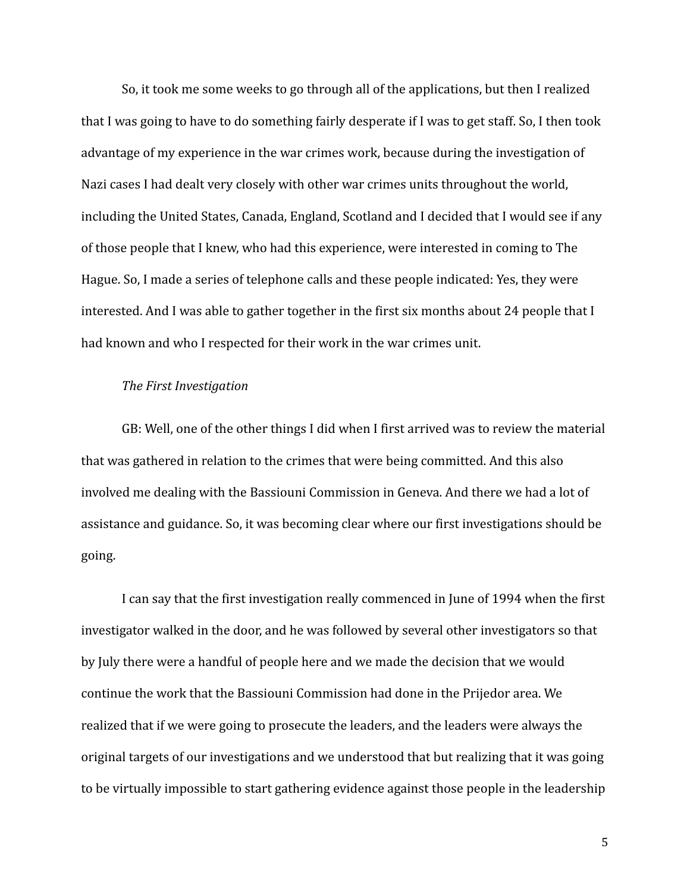So, it took me some weeks to go through all of the applications, but then I realized that I was going to have to do something fairly desperate if I was to get staff. So, I then took advantage of my experience in the war crimes work, because during the investigation of Nazi cases I had dealt very closely with other war crimes units throughout the world, including the United States, Canada, England, Scotland and I decided that I would see if any of those people that I knew, who had this experience, were interested in coming to The Hague. So, I made a series of telephone calls and these people indicated: Yes, they were interested. And I was able to gather together in the first six months about 24 people that I had known and who I respected for their work in the war crimes unit.

*The First Investigation*

GB: Well, one of the other things I did when I first arrived was to review the material that was gathered in relation to the crimes that were being committed. And this also involved me dealing with the Bassiouni Commission in Geneva. And there we had a lot of assistance and guidance. So, it was becoming clear where our first investigations should be going.

I can say that the first investigation really commenced in June of 1994 when the first investigator walked in the door, and he was followed by several other investigators so that by July there were a handful of people here and we made the decision that we would continue the work that the Bassiouni Commission had done in the Prijedor area. We realized that if we were going to prosecute the leaders, and the leaders were always the original targets of our investigations and we understood that but realizing that it was going to be virtually impossible to start gathering evidence against those people in the leadership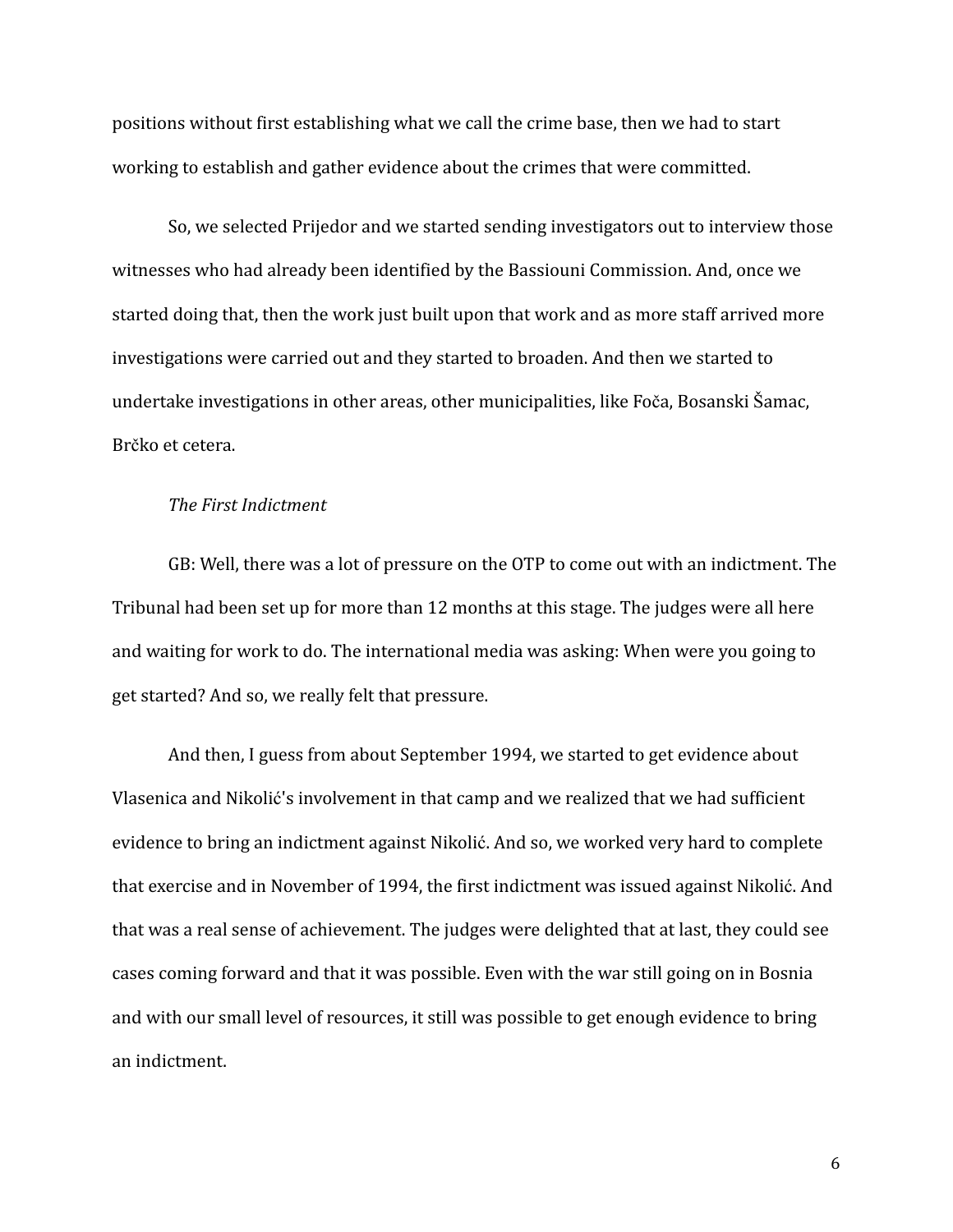positions without first establishing what we call the crime base, then we had to start working to establish and gather evidence about the crimes that were committed.

So, we selected Prijedor and we started sending investigators out to interview those witnesses who had already been identified by the Bassiouni Commission. And, once we started doing that, then the work just built upon that work and as more staff arrived more investigations were carried out and they started to broaden. And then we started to undertake investigations in other areas, other municipalities, like Foča, Bosanski Šamac, Brčko et cetera.

*The First Indictment*

GB: Well, there was a lot of pressure on the OTP to come out with an indictment. The Tribunal had been set up for more than 12 months at this stage. The judges were all here and waiting for work to do. The international media was asking: When were you going to get started? And so, we really felt that pressure.

And then, I guess from about September 1994, we started to get evidence about Vlasenica and Nikolić's involvement in that camp and we realized that we had sufficient evidence to bring an indictment against Nikolić. And so, we worked very hard to complete that exercise and in November of 1994, the first indictment was issued against Nikolić. And that was a real sense of achievement. The judges were delighted that at last, they could see cases coming forward and that it was possible. Even with the war still going on in Bosnia and with our small level of resources, it still was possible to get enough evidence to bring an indictment.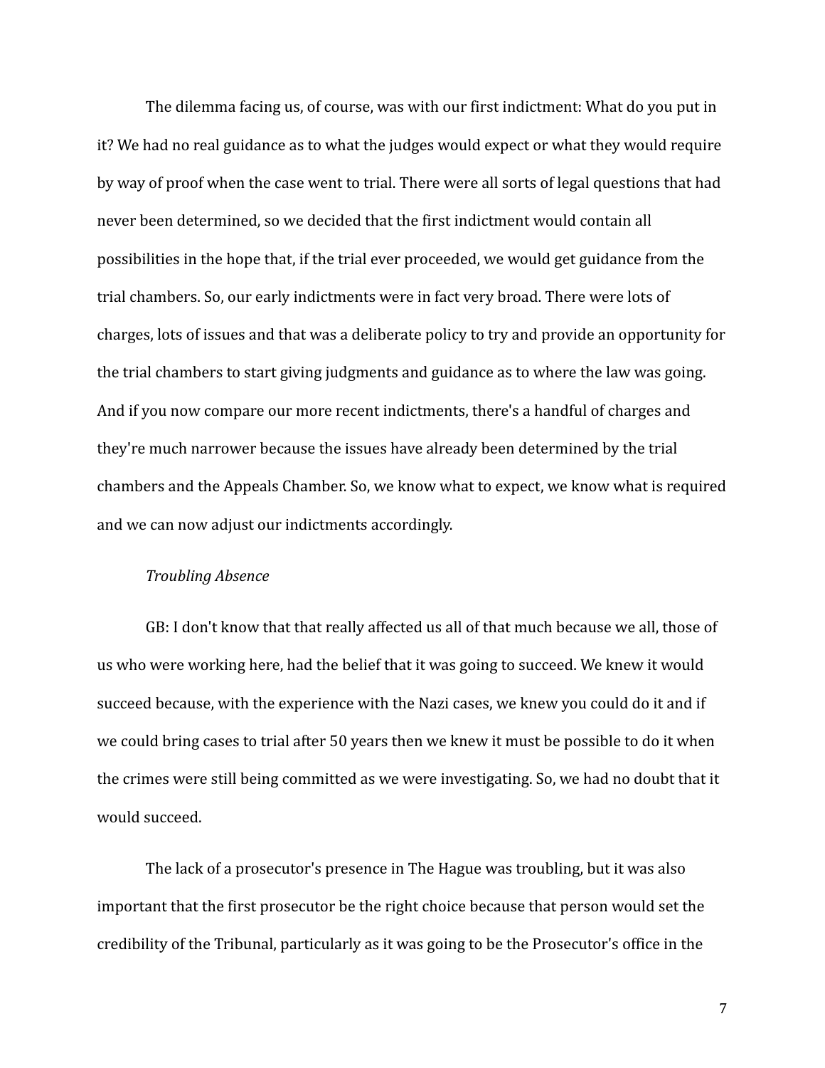The dilemma facing us, of course, was with our first indictment: What do you put in it? We had no real guidance as to what the judges would expect or what they would require by way of proof when the case went to trial. There were all sorts of legal questions that had never been determined, so we decided that the first indictment would contain all possibilities in the hope that, if the trial ever proceeded, we would get guidance from the trial chambers. So, our early indictments were in fact very broad. There were lots of charges, lots of issues and that was a deliberate policy to try and provide an opportunity for the trial chambers to start giving judgments and guidance as to where the law was going. And if you now compare our more recent indictments, there's a handful of charges and they're much narrower because the issues have already been determined by the trial chambers and the Appeals Chamber. So, we know what to expect, we know what is required and we can now adjust our indictments accordingly.

*Troubling Absence*

GB: I don't know that that really affected us all of that much because we all, those of us who were working here, had the belief that it was going to succeed. We knew it would succeed because, with the experience with the Nazi cases, we knew you could do it and if we could bring cases to trial after 50 years then we knew it must be possible to do it when the crimes were still being committed as we were investigating. So, we had no doubt that it would succeed.

The lack of a prosecutor's presence in The Hague was troubling, but it was also important that the first prosecutor be the right choice because that person would set the credibility of the Tribunal, particularly as it was going to be the Prosecutor's office in the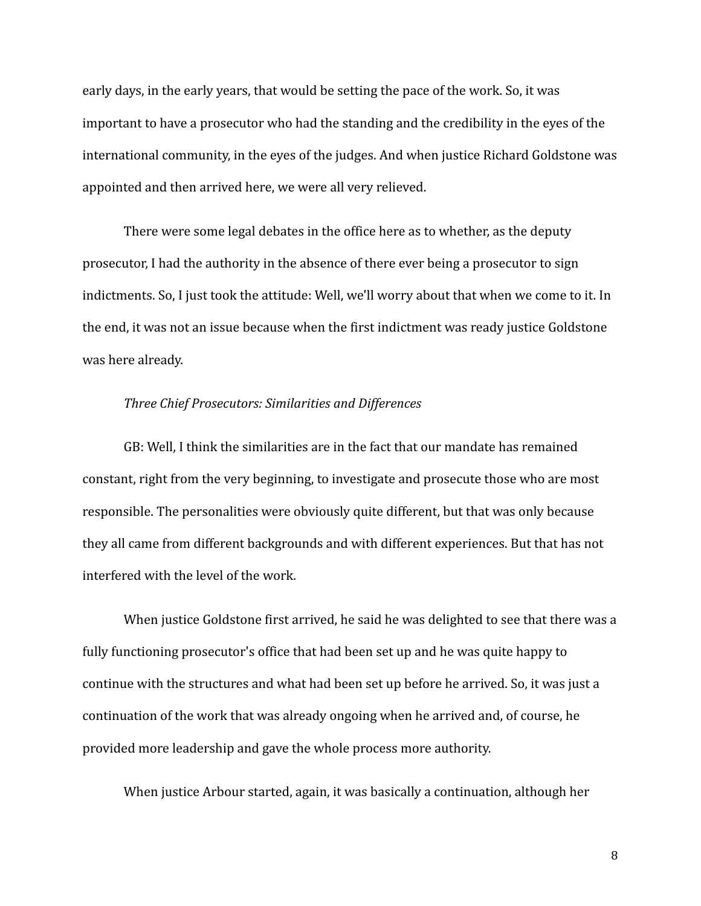early days, in the early years, that would be setting the pace of the work. So, it was important to have a prosecutor who had the standing and the credibility in the eyes of the international community, in the eyes of the judges. And when justice Richard Goldstone was appointed and then arrived here, we were all very relieved.

There were some legal debates in the office here as to whether, as the deputy prosecutor, I had the authority in the absence of there ever being a prosecutor to sign indictments. So, I just took the attitude: Well, we'll worry about that when we come to it. In the end, it was not an issue because when the first indictment was ready justice Goldstone was here already.

*Three Chief Prosecutors: Similarities and Differences*

GB: Well, I think the similarities are in the fact that our mandate has remained constant, right from the very beginning, to investigate and prosecute those who are most responsible. The personalities were obviously quite different, but that was only because they all came from different backgrounds and with different experiences. But that has not interfered with the level of the work.

When justice Goldstone first arrived, he said he was delighted to see that there was a fully functioning prosecutor's office that had been set up and he was quite happy to continue with the structures and what had been set up before he arrived. So, it was just a continuation of the work that was already ongoing when he arrived and, of course, he provided more leadership and gave the whole process more authority.

When justice Arbour started, again, it was basically a continuation, although her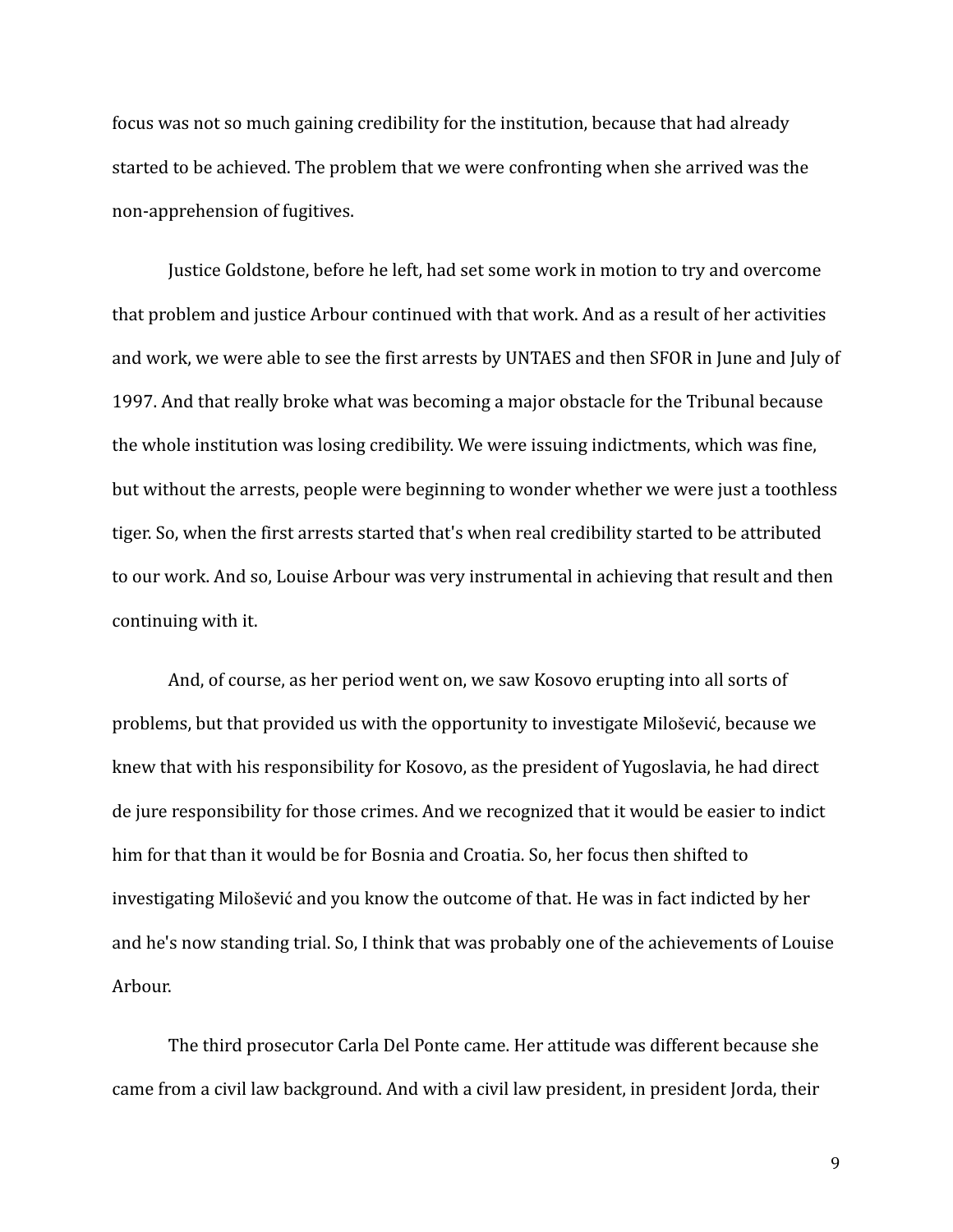focus was not so much gaining credibility for the institution, because that had already started to be achieved. The problem that we were confronting when she arrived was the non-apprehension of fugitives.

Justice Goldstone, before he left, had set some work in motion to try and overcome that problem and justice Arbour continued with that work. And as a result of her activities and work, we were able to see the first arrests by UNTAES and then SFOR in June and July of 1997. And that really broke what was becoming a major obstacle for the Tribunal because the whole institution was losing credibility. We were issuing indictments, which was fine, but without the arrests, people were beginning to wonder whether we were just a toothless tiger. So, when the first arrests started that's when real credibility started to be attributed to our work. And so, Louise Arbour was very instrumental in achieving that result and then continuing with it.

And, of course, as her period went on, we saw Kosovo erupting into all sorts of problems, but that provided us with the opportunity to investigate Milošević, because we knew that with his responsibility for Kosovo, as the president of Yugoslavia, he had direct de jure responsibility for those crimes. And we recognized that it would be easier to indict him for that than it would be for Bosnia and Croatia. So, her focus then shifted to investigating Milošević and you know the outcome of that. He was in fact indicted by her and he's now standing trial. So, I think that was probably one of the achievements of Louise Arbour.

The third prosecutor Carla Del Ponte came. Her attitude was different because she came from a civil law background. And with a civil law president, in president Jorda, their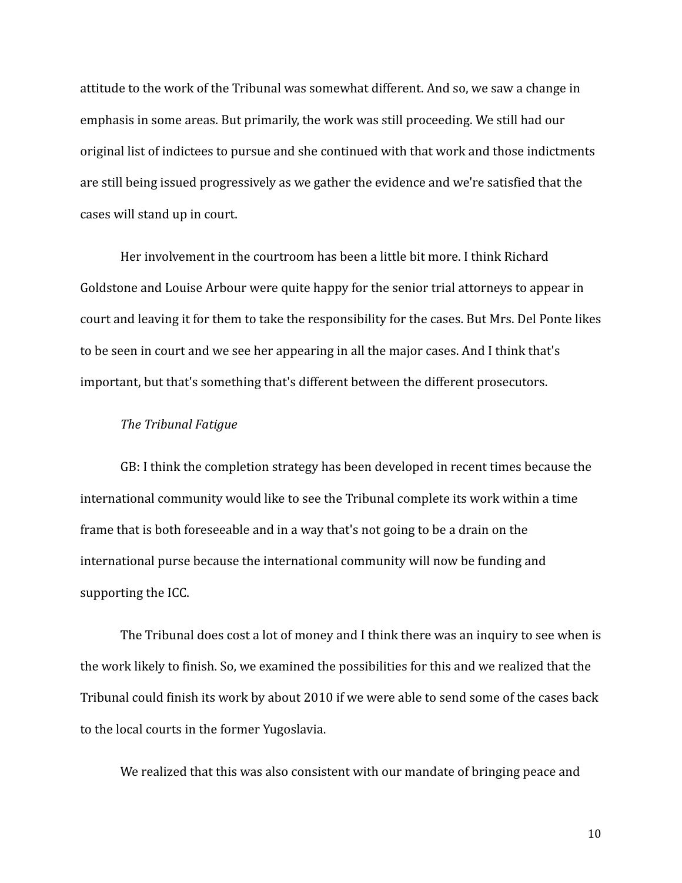attitude to the work of the Tribunal was somewhat different. And so, we saw a change in emphasis in some areas. But primarily, the work was still proceeding. We still had our original list of indictees to pursue and she continued with that work and those indictments are still being issued progressively as we gather the evidence and we're satisfied that the cases will stand up in court.

Her involvement in the courtroom has been a little bit more. I think Richard Goldstone and Louise Arbour were quite happy for the senior trial attorneys to appear in court and leaving it for them to take the responsibility for the cases. But Mrs. Del Ponte likes to be seen in court and we see her appearing in all the major cases. And I think that's important, but that's something that's different between the different prosecutors.

*The Tribunal Fatigue*

GB: I think the completion strategy has been developed in recent times because the international community would like to see the Tribunal complete its work within a time frame that is both foreseeable and in a way that's not going to be a drain on the international purse because the international community will now be funding and supporting the ICC.

The Tribunal does cost a lot of money and I think there was an inquiry to see when is the work likely to finish. So, we examined the possibilities for this and we realized that the Tribunal could finish its work by about 2010 if we were able to send some of the cases back to the local courts in the former Yugoslavia.

We realized that this was also consistent with our mandate of bringing peace and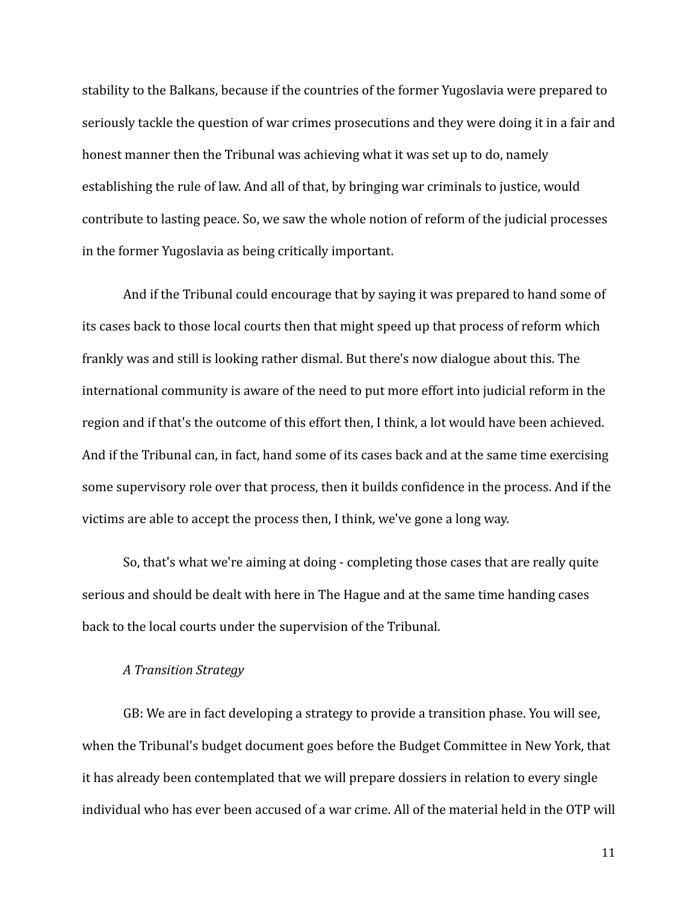stability to the Balkans, because if the countries of the former Yugoslavia were prepared to seriously tackle the question of war crimes prosecutions and they were doing it in a fair and honest manner then the Tribunal was achieving what it was set up to do, namely establishing the rule of law. And all of that, by bringing war criminals to justice, would contribute to lasting peace. So, we saw the whole notion of reform of the judicial processes in the former Yugoslavia as being critically important.

And if the Tribunal could encourage that by saying it was prepared to hand some of its cases back to those local courts then that might speed up that process of reform which frankly was and still is looking rather dismal. But there's now dialogue about this. The international community is aware of the need to put more effort into judicial reform in the region and if that's the outcome of this effort then, I think, a lot would have been achieved. And if the Tribunal can, in fact, hand some of its cases back and at the same time exercising some supervisory role over that process, then it builds confidence in the process. And if the victims are able to accept the process then, I think, we've gone a long way.

So, that's what we're aiming at doing - completing those cases that are really quite serious and should be dealt with here in The Hague and at the same time handing cases back to the local courts under the supervision of the Tribunal.

*A Transition Strategy*

GB: We are in fact developing a strategy to provide a transition phase. You will see, when the Tribunal's budget document goes before the Budget Committee in New York, that it has already been contemplated that we will prepare dossiers in relation to every single individual who has ever been accused of a war crime. All of the material held in the OTP will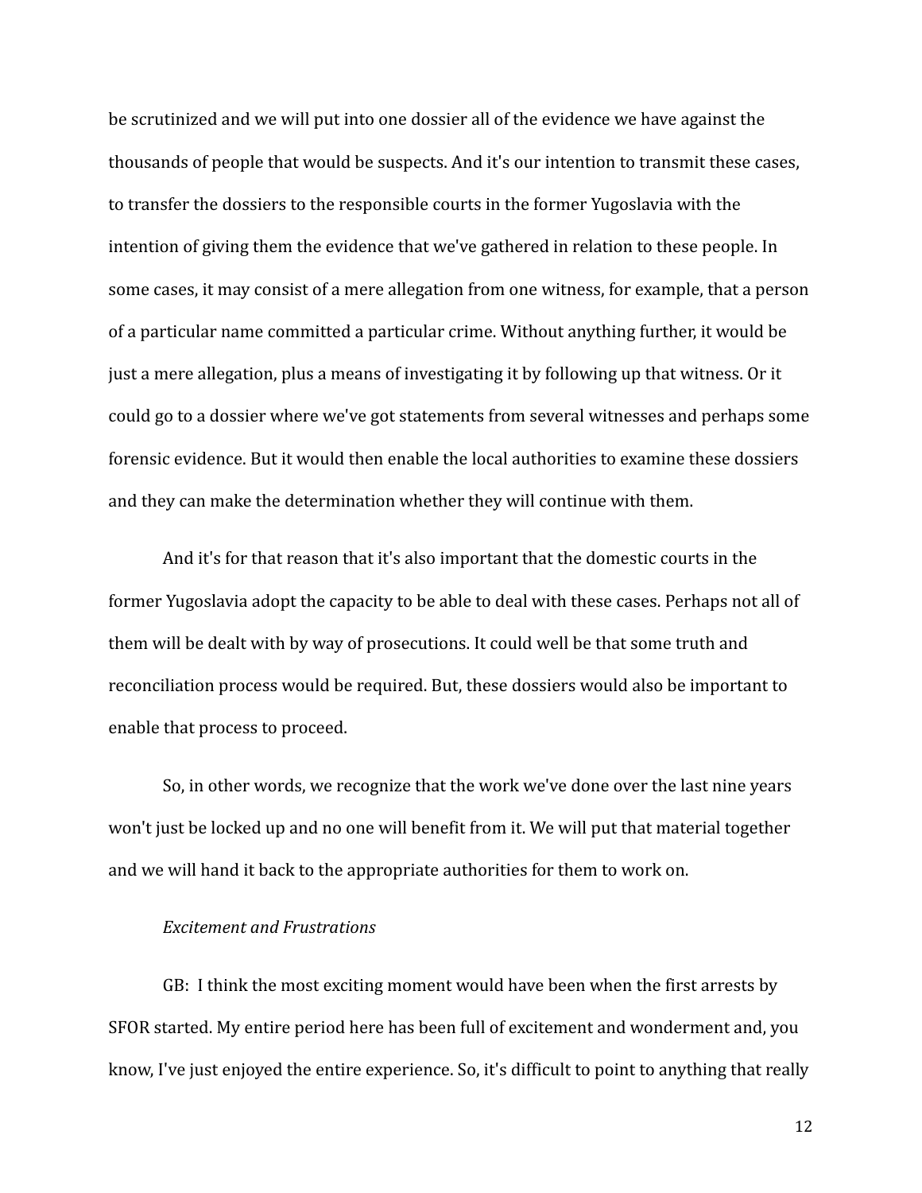be scrutinized and we will put into one dossier all of the evidence we have against the thousands of people that would be suspects. And it's our intention to transmit these cases, to transfer the dossiers to the responsible courts in the former Yugoslavia with the intention of giving them the evidence that we've gathered in relation to these people. In some cases, it may consist of a mere allegation from one witness, for example, that a person of a particular name committed a particular crime. Without anything further, it would be just a mere allegation, plus a means of investigating it by following up that witness. Or it could go to a dossier where we've got statements from several witnesses and perhaps some forensic evidence. But it would then enable the local authorities to examine these dossiers and they can make the determination whether they will continue with them.

And it's for that reason that it's also important that the domestic courts in the former Yugoslavia adopt the capacity to be able to deal with these cases. Perhaps not all of them will be dealt with by way of prosecutions. It could well be that some truth and reconciliation process would be required. But, these dossiers would also be important to enable that process to proceed.

So, in other words, we recognize that the work we've done over the last nine years won't just be locked up and no one will benefit from it. We will put that material together and we will hand it back to the appropriate authorities for them to work on.

*Excitement and Frustrations*

GB: I think the most exciting moment would have been when the first arrests by SFOR started. My entire period here has been full of excitement and wonderment and, you know, I've just enjoyed the entire experience. So, it's difficult to point to anything that really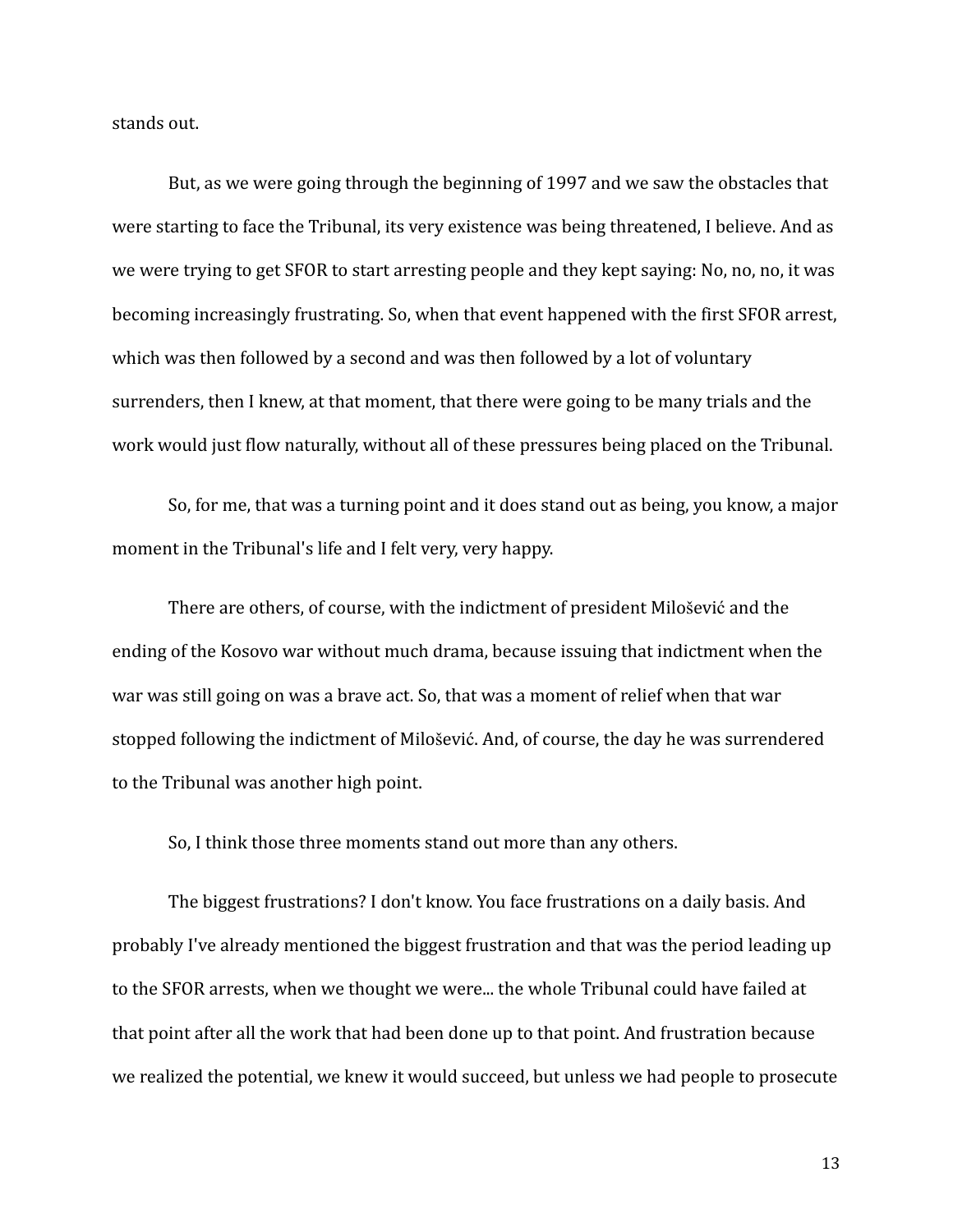stands out.

But, as we were going through the beginning of 1997 and we saw the obstacles that were starting to face the Tribunal, its very existence was being threatened, I believe. And as we were trying to get SFOR to start arresting people and they kept saying: No, no, no, it was becoming increasingly frustrating. So, when that event happened with the first SFOR arrest, which was then followed by a second and was then followed by a lot of voluntary surrenders, then I knew, at that moment, that there were going to be many trials and the work would just flow naturally, without all of these pressures being placed on the Tribunal.

So, for me, that was a turning point and it does stand out as being, you know, a major moment in the Tribunal's life and I felt very, very happy.

There are others, of course, with the indictment of president Milošević and the ending of the Kosovo war without much drama, because issuing that indictment when the war was still going on was a brave act. So, that was a moment of relief when that war stopped following the indictment of Milošević. And, of course, the day he was surrendered to the Tribunal was another high point.

So, I think those three moments stand out more than any others.

The biggest frustrations? I don't know. You face frustrations on a daily basis. And probably I've already mentioned the biggest frustration and that was the period leading up to the SFOR arrests, when we thought we were... the whole Tribunal could have failed at that point after all the work that had been done up to that point. And frustration because we realized the potential, we knew it would succeed, but unless we had people to prosecute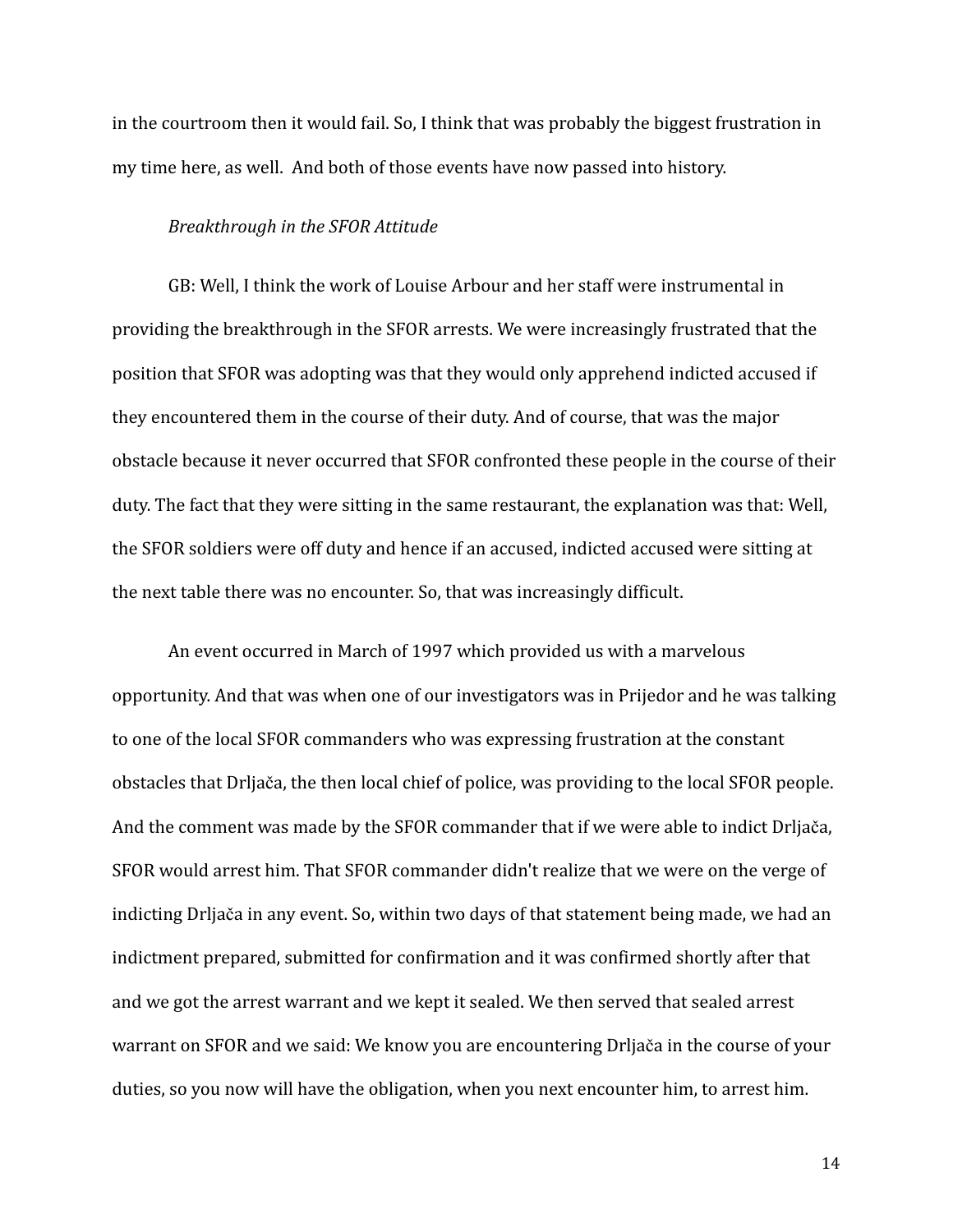in the courtroom then it would fail. So, I think that was probably the biggest frustration in my time here, as well. And both of those events have now passed into history.

*Breakthrough in the SFOR Attitude*

GB: Well, I think the work of Louise Arbour and her staff were instrumental in providing the breakthrough in the SFOR arrests. We were increasingly frustrated that the position that SFOR was adopting was that they would only apprehend indicted accused if they encountered them in the course of their duty. And of course, that was the major obstacle because it never occurred that SFOR confronted these people in the course of their duty. The fact that they were sitting in the same restaurant, the explanation was that: Well, the SFOR soldiers were off duty and hence if an accused, indicted accused were sitting at the next table there was no encounter. So, that was increasingly difficult.

An event occurred in March of 1997 which provided us with a marvelous opportunity. And that was when one of our investigators was in Prijedor and he was talking to one of the local SFOR commanders who was expressing frustration at the constant obstacles that Drljača, the then local chief of police, was providing to the local SFOR people. And the comment was made by the SFOR commander that if we were able to indict Drljača, SFOR would arrest him. That SFOR commander didn't realize that we were on the verge of indicting Drljača in any event. So, within two days of that statement being made, we had an indictment prepared, submitted for confirmation and it was confirmed shortly after that and we got the arrest warrant and we kept it sealed. We then served that sealed arrest warrant on SFOR and we said: We know you are encountering Drljača in the course of your duties, so you now will have the obligation, when you next encounter him, to arrest him.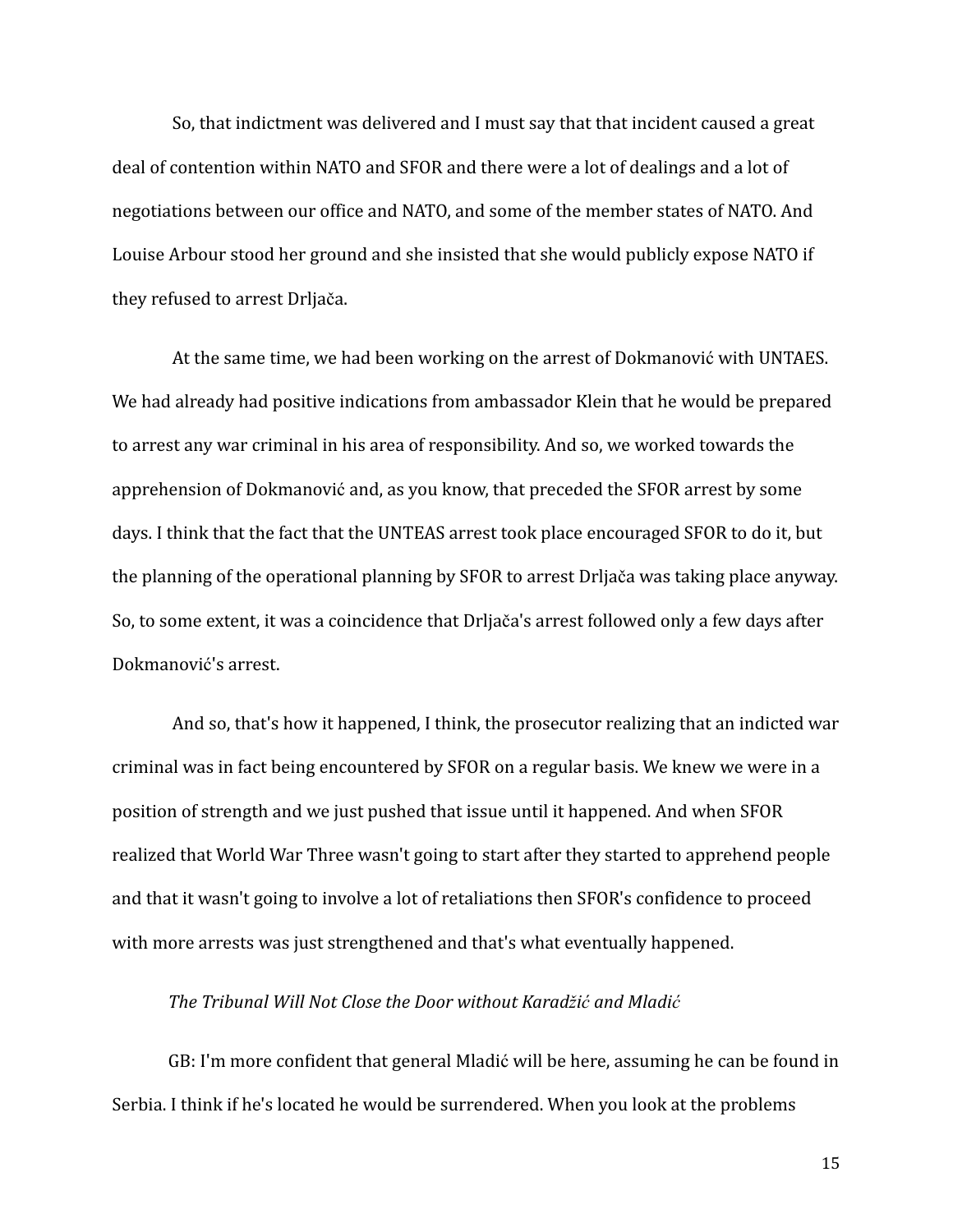So, that indictment was delivered and I must say that that incident caused a great deal of contention within NATO and SFOR and there were a lot of dealings and a lot of negotiations between our office and NATO, and some of the member states of NATO. And Louise Arbour stood her ground and she insisted that she would publicly expose NATO if they refused to arrest Drljača.

At the same time, we had been working on the arrest of Dokmanović with UNTAES. We had already had positive indications from ambassador Klein that he would be prepared to arrest any war criminal in his area of responsibility. And so, we worked towards the apprehension of Dokmanović and, as you know, that preceded the SFOR arrest by some days. I think that the fact that the UNTEAS arrest took place encouraged SFOR to do it, but the planning of the operational planning by SFOR to arrest Drljača was taking place anyway. So, to some extent, it was a coincidence that Drljača's arrest followed only a few days after Dokmanović's arrest.

And so, that's how it happened, I think, the prosecutor realizing that an indicted war criminal was in fact being encountered by SFOR on a regular basis. We knew we were in a position of strength and we just pushed that issue until it happened. And when SFOR realized that World War Three wasn't going to start after they started to apprehend people and that it wasn't going to involve a lot of retaliations then SFOR's confidence to proceed with more arrests was just strengthened and that's what eventually happened.

*The Tribunal Will Not Close the Door without Karadžić and Mladić*

GB: I'm more confident that general Mladić will be here, assuming he can be found in Serbia. I think if he's located he would be surrendered. When you look at the problems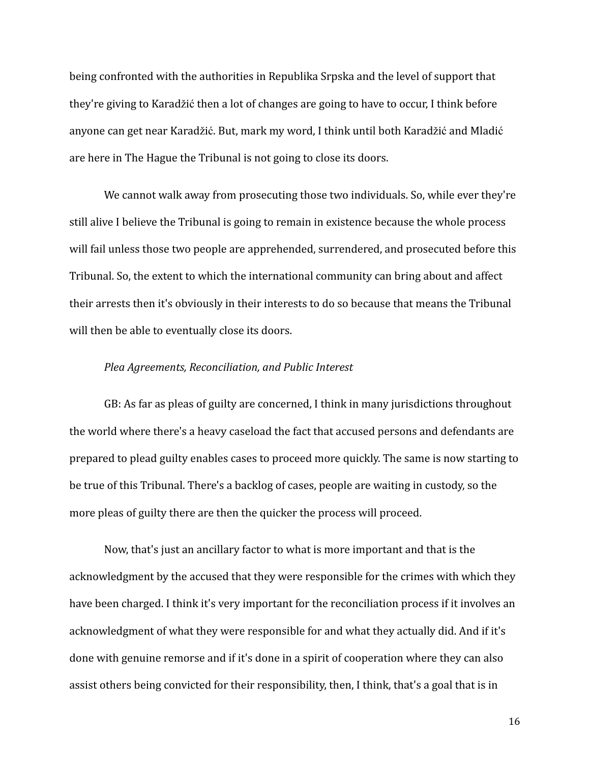being confronted with the authorities in Republika Srpska and the level of support that they're giving to Karadžić then a lot of changes are going to have to occur, I think before anyone can get near Karadžić. But, mark my word, I think until both Karadžić and Mladić are here in The Hague the Tribunal is not going to close its doors.

We cannot walk away from prosecuting those two individuals. So, while ever they're still alive I believe the Tribunal is going to remain in existence because the whole process will fail unless those two people are apprehended, surrendered, and prosecuted before this Tribunal. So, the extent to which the international community can bring about and affect their arrests then it's obviously in their interests to do so because that means the Tribunal will then be able to eventually close its doors.

*Plea Agreements, Reconciliation, and Public Interest*

GB: As far as pleas of guilty are concerned, I think in many jurisdictions throughout the world where there's a heavy caseload the fact that accused persons and defendants are prepared to plead guilty enables cases to proceed more quickly. The same is now starting to be true of this Tribunal. There's a backlog of cases, people are waiting in custody, so the more pleas of guilty there are then the quicker the process will proceed.

Now, that's just an ancillary factor to what is more important and that is the acknowledgment by the accused that they were responsible for the crimes with which they have been charged. I think it's very important for the reconciliation process if it involves an acknowledgment of what they were responsible for and what they actually did. And if it's done with genuine remorse and if it's done in a spirit of cooperation where they can also assist others being convicted for their responsibility, then, I think, that's a goal that is in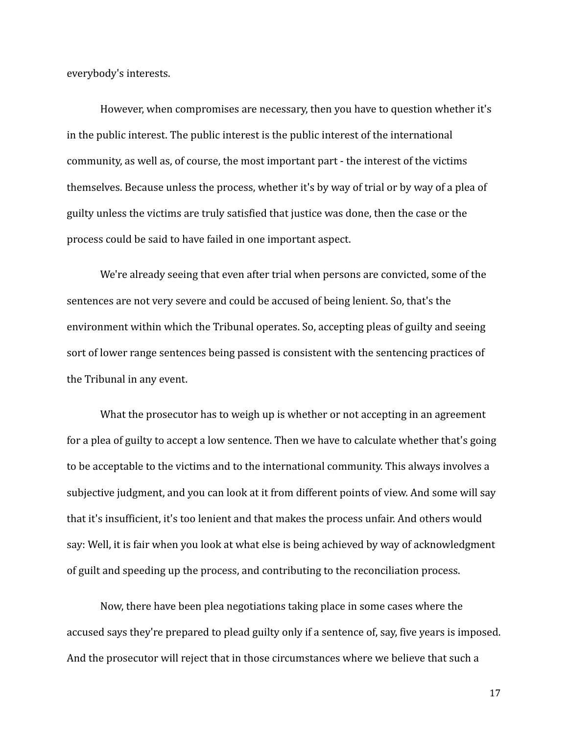everybody's interests.

However, when compromises are necessary, then you have to question whether it's in the public interest. The public interest is the public interest of the international community, as well as, of course, the most important part - the interest of the victims themselves. Because unless the process, whether it's by way of trial or by way of a plea of guilty unless the victims are truly satisfied that justice was done, then the case or the process could be said to have failed in one important aspect.

We're already seeing that even after trial when persons are convicted, some of the sentences are not very severe and could be accused of being lenient. So, that's the environment within which the Tribunal operates. So, accepting pleas of guilty and seeing sort of lower range sentences being passed is consistent with the sentencing practices of the Tribunal in any event.

What the prosecutor has to weigh up is whether or not accepting in an agreement for a plea of guilty to accept a low sentence. Then we have to calculate whether that's going to be acceptable to the victims and to the international community. This always involves a subjective judgment, and you can look at it from different points of view. And some will say that it's insufficient, it's too lenient and that makes the process unfair. And others would say: Well, it is fair when you look at what else is being achieved by way of acknowledgment of guilt and speeding up the process, and contributing to the reconciliation process.

Now, there have been plea negotiations taking place in some cases where the accused says they're prepared to plead guilty only if a sentence of, say, five years is imposed. And the prosecutor will reject that in those circumstances where we believe that such a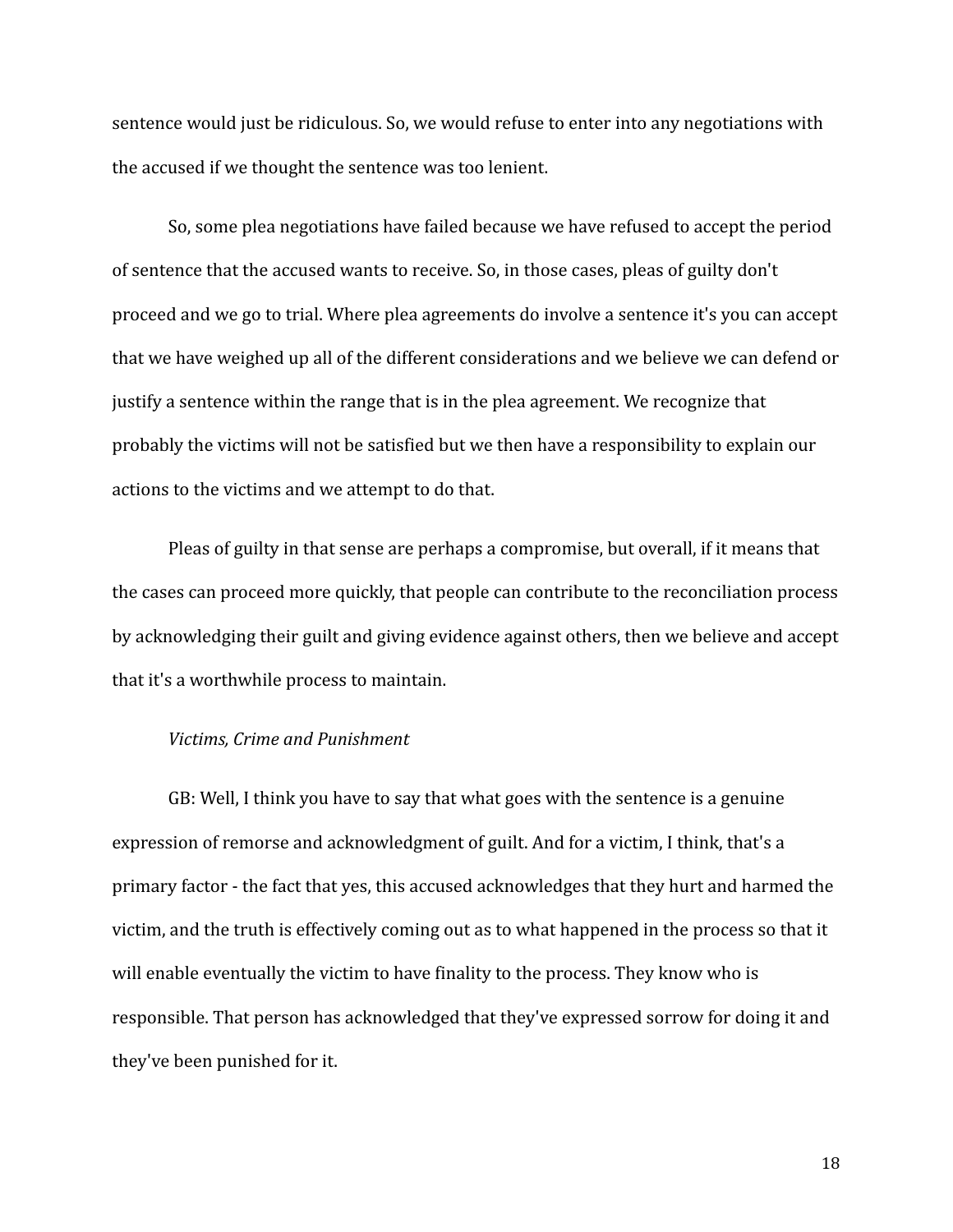sentence would just be ridiculous. So, we would refuse to enter into any negotiations with the accused if we thought the sentence was too lenient.

So, some plea negotiations have failed because we have refused to accept the period of sentence that the accused wants to receive. So, in those cases, pleas of guilty don't proceed and we go to trial. Where plea agreements do involve a sentence it's you can accept that we have weighed up all of the different considerations and we believe we can defend or justify a sentence within the range that is in the plea agreement. We recognize that probably the victims will not be satisfied but we then have a responsibility to explain our actions to the victims and we attempt to do that.

Pleas of guilty in that sense are perhaps a compromise, but overall, if it means that the cases can proceed more quickly, that people can contribute to the reconciliation process by acknowledging their guilt and giving evidence against others, then we believe and accept that it's a worthwhile process to maintain.

*Victims, Crime and Punishment*

GB: Well, I think you have to say that what goes with the sentence is a genuine expression of remorse and acknowledgment of guilt. And for a victim, I think, that's a primary factor - the fact that yes, this accused acknowledges that they hurt and harmed the victim, and the truth is effectively coming out as to what happened in the process so that it will enable eventually the victim to have finality to the process. They know who is responsible. That person has acknowledged that they've expressed sorrow for doing it and they've been punished for it.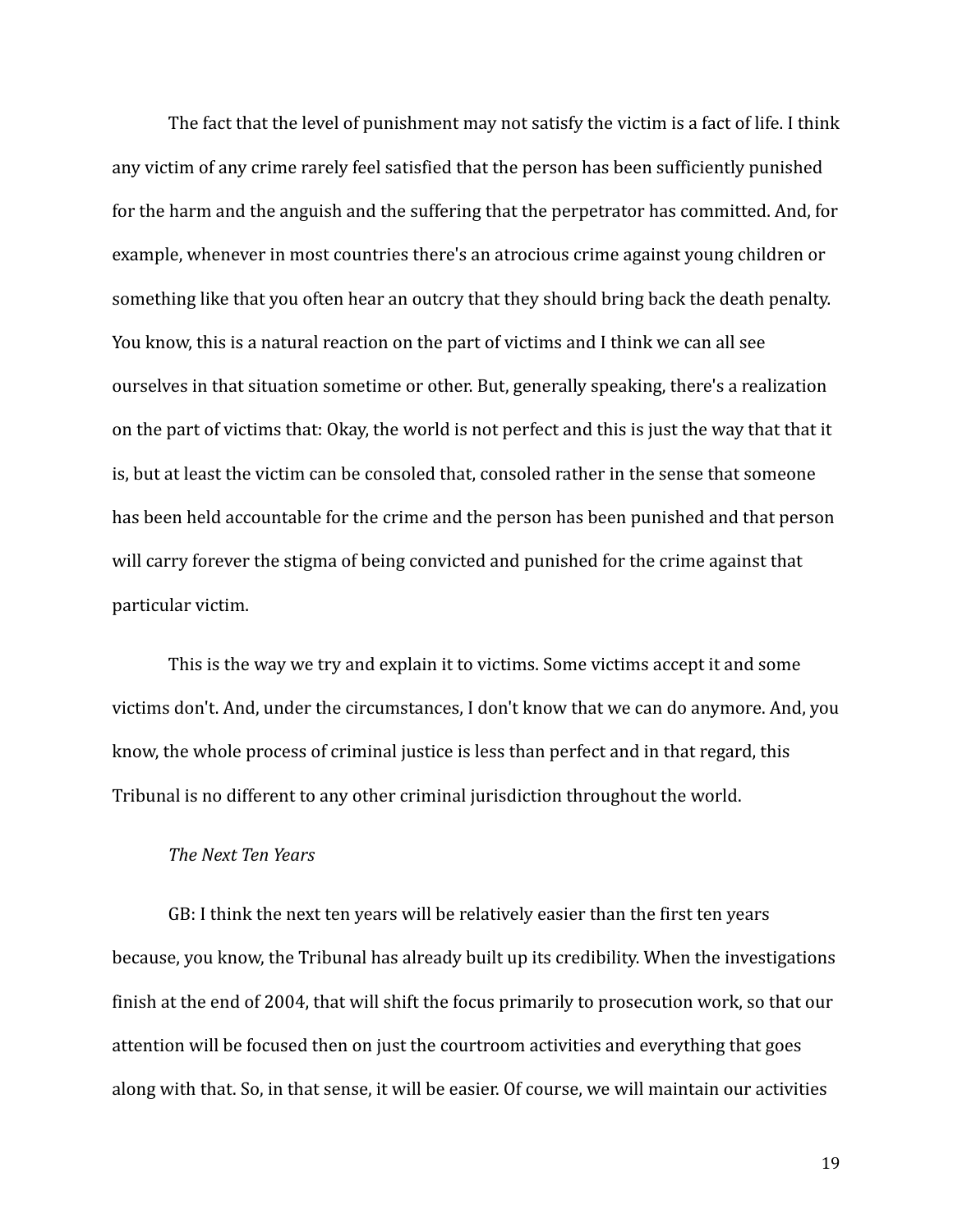The fact that the level of punishment may not satisfy the victim is a fact of life. I think any victim of any crime rarely feel satisfied that the person has been sufficiently punished for the harm and the anguish and the suffering that the perpetrator has committed. And, for example, whenever in most countries there's an atrocious crime against young children or something like that you often hear an outcry that they should bring back the death penalty. You know, this is a natural reaction on the part of victims and I think we can all see ourselves in that situation sometime or other. But, generally speaking, there's a realization on the part of victims that: Okay, the world is not perfect and this is just the way that that it is, but at least the victim can be consoled that, consoled rather in the sense that someone has been held accountable for the crime and the person has been punished and that person will carry forever the stigma of being convicted and punished for the crime against that particular victim.

This is the way we try and explain it to victims. Some victims accept it and some victims don't. And, under the circumstances, I don't know that we can do anymore. And, you know, the whole process of criminal justice is less than perfect and in that regard, this Tribunal is no different to any other criminal jurisdiction throughout the world.

*The Next Ten Years*

GB: I think the next ten years will be relatively easier than the first ten years because, you know, the Tribunal has already built up its credibility. When the investigations finish at the end of 2004, that will shift the focus primarily to prosecution work, so that our attention will be focused then on just the courtroom activities and everything that goes along with that. So, in that sense, it will be easier. Of course, we will maintain our activities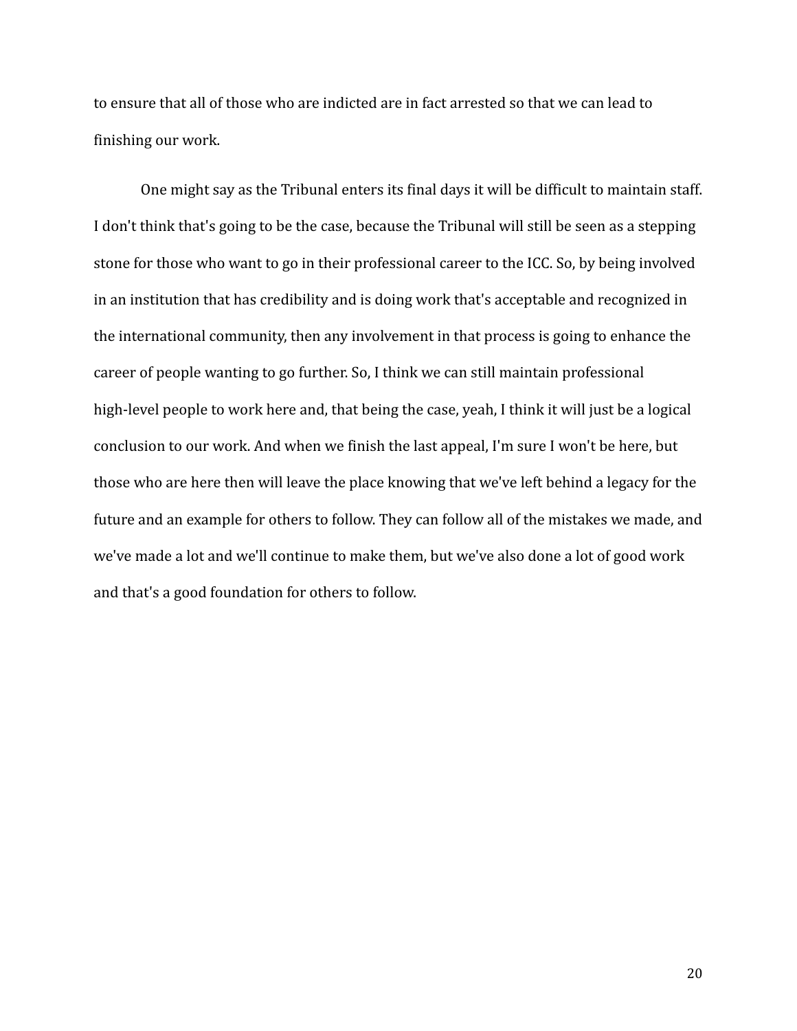to ensure that all of those who are indicted are in fact arrested so that we can lead to finishing our work.

One might say as the Tribunal enters its final days it will be difficult to maintain staff. I don't think that's going to be the case, because the Tribunal will still be seen as a stepping stone for those who want to go in their professional career to the ICC. So, by being involved in an institution that has credibility and is doing work that's acceptable and recognized in the international community, then any involvement in that process is going to enhance the career of people wanting to go further. So, I think we can still maintain professional high-level people to work here and, that being the case, yeah, I think it will just be a logical conclusion to our work. And when we finish the last appeal, I'm sure I won't be here, but those who are here then will leave the place knowing that we've left behind a legacy for the future and an example for others to follow. They can follow all of the mistakes we made, and we've made a lot and we'll continue to make them, but we've also done a lot of good work and that's a good foundation for others to follow.